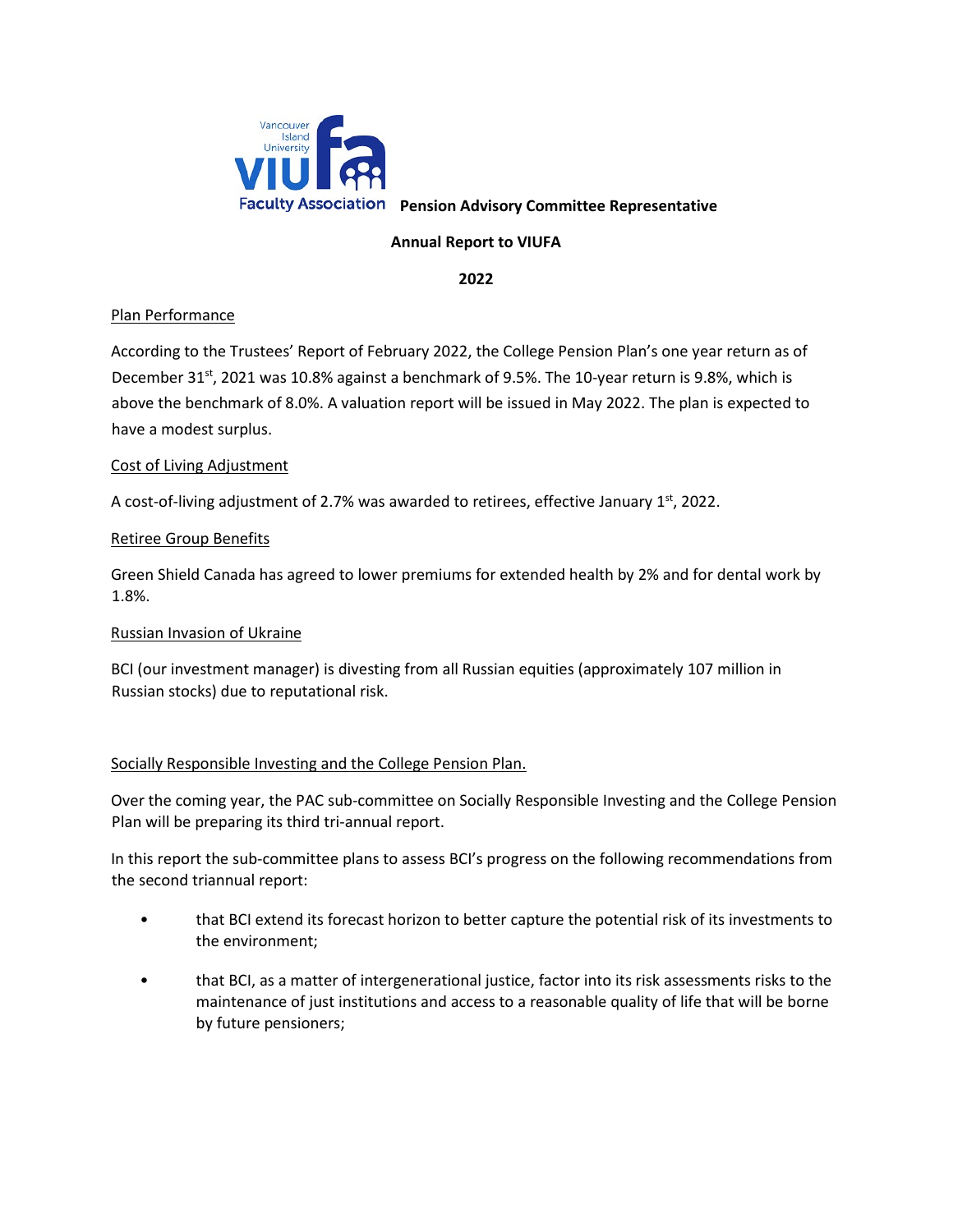**Pension Advisory Committee Representative**

**Annual Report to VIUFA**

**2022**

Plan Performance

According to the Trustees' Report of February 2022, the College Pension Plan's one year return as of December 31st, 2021 was 10.8% against a benchmark of 9.5%. The 10-year return is 9.8%, which is above the benchmark of 8.0%. A valuation report will be issued in May 2022. The plan is expected to have a modest surplus.

Cost of Living Adjustment

A cost-of-living adjustment of 2.7% was awarded to retirees, effective January 1st, 2022.

Retiree Group Benefits

Green Shield Canada has agreed to lower premiums for extended health by 2% and for dental work by 1.8%.

Russian Invasion of Ukraine

BCI (our investment manager) is divesting from all Russian equities (approximately 107 million in Russian stocks) due to reputational risk.

Socially Responsible Investing and the College Pension Plan.

Over the coming year, the PAC sub-committee on Socially Responsible Investing and the College Pension Plan will be preparing its third tri-annual report.

In this report the sub-committee plans to assess BCI's progress on the following recommendations from the second triannual report:

- that BCI extend its forecast horizon to better capture the potential risk of its investments to the environment;
- that BCI, as a matter of intergenerational justice, factor into its risk assessments risks to the maintenance of just institutions and access to a reasonable quality of life that will be borne by future pensioners;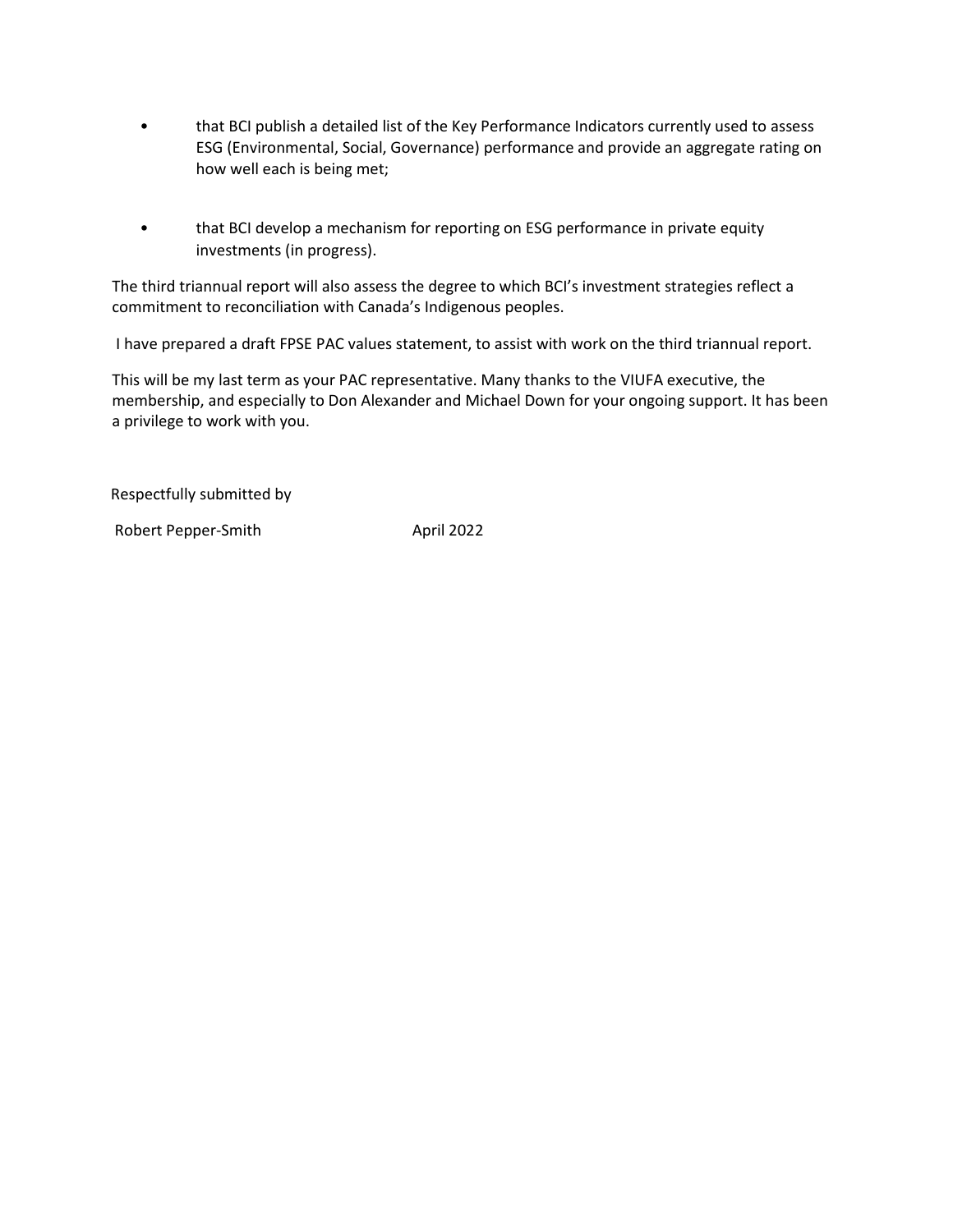- that BCI publish a detailed list of the Key Performance Indicators currently used to assess ESG (Environmental, Social, Governance) performance and provide an aggregate rating on how well each is being met;

- that BCI develop a mechanism for reporting on ESG performance in private equity investments (in progress).

The third triannual report will also assess the degree to which BCI's investment strategies reflect a commitment to reconciliation with Canada's Indigenous peoples.

I have prepared a draft FPSE PAC values statement, to assist with work on the third triannual report.

This will be my last term as your PAC representative. Many thanks to the VIUFA executive, the membership, and especially to Don Alexander and Michael Down for your ongoing support. It has been a privilege to work with you.

Respectfully submitted by

Robert Pepper-Smith April 2022